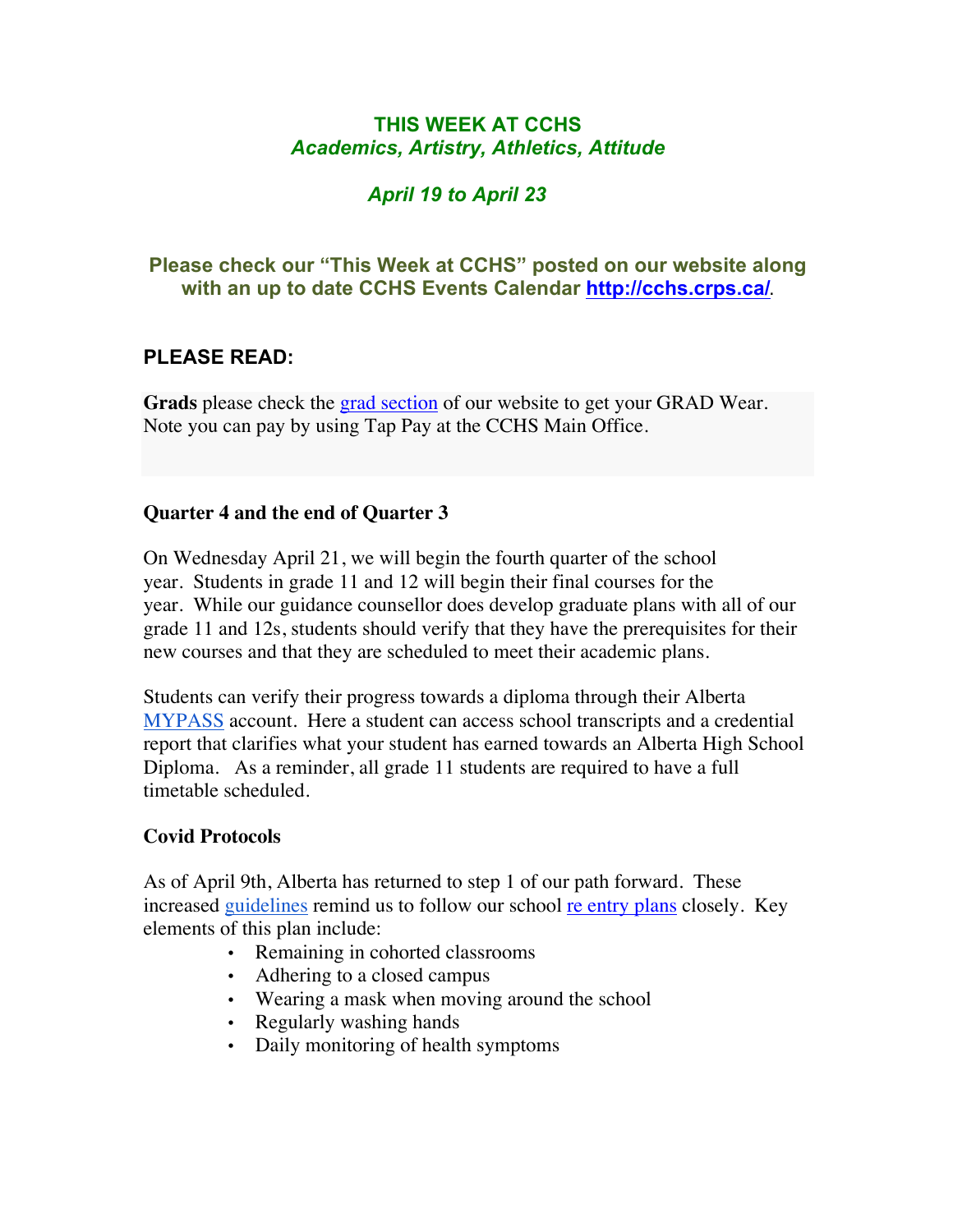# THIS WEEK AT CCHS

### *Academics, Artistry, Athletics, Attitude*

### *April 19 to April 23*

**Please check our "This Week at CCHS" posted on our website along with an up to date CCHS Events Calendar [http://cchs.crps.ca/](http://cchs.crps.ca/).**

## PLEASE READ:

**Grads** please check the grad section of our website to get your GRAD Wear. Note you can pay by using Tap Pay at the CCHS Main Office.

### Quarter 4 and the end of Quarter 3

On Wednesday April 21, we will begin the fourth quarter of the school year. Students in grade 11 and 12 will begin their final courses for the year. While our guidance counsellor does develop graduate plans with all of our grade 11 and 12s, students should verify that they have the prerequisites for their new courses and that they are scheduled to meet their academic plans.

Students can verify their progress towards a diploma through their Alberta MYPASS account. Here a student can access school transcripts and a credential report that clarifies what your student has earned towards an Alberta High School Diploma. As a reminder, all grade 11 students are required to have a full timetable scheduled.

### Covid Protocols

As of April 9th, Alberta has returned to step 1 of our path forward. These increased guidelines remind us to follow our school re entry plans closely. Key elements of this plan include:

- Remaining in cohorted classrooms
- Adhering to a closed campus
- Wearing a mask when moving around the school
- Regularly washing hands
- Daily monitoring of health symptoms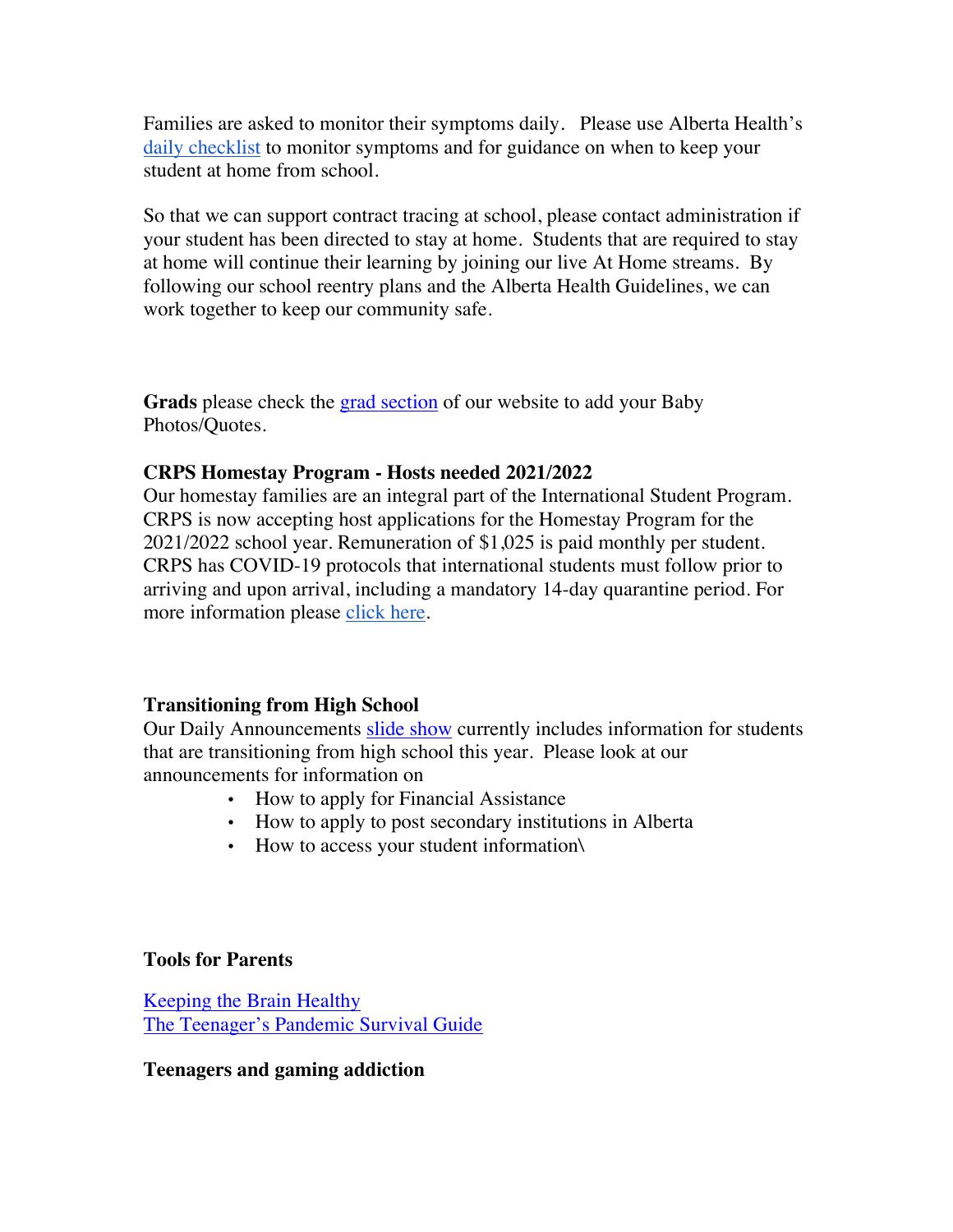Families are asked to monitor their symptoms daily. Please use Alberta Health's daily checklist to monitor symptoms and for guidance on when to keep your student at home from school.

So that we can support contract tracing at school, please contact administration if your student has been directed to stay at home. Students that are required to stay at home will continue their learning by joining our live At Home streams. By following our school reentry plans and the Alberta Health Guidelines, we can work together to keep our community safe.

**Grads** please check the grad section of our website to add your Baby Photos/Quotes.

**CRPS Homestay Program - Hosts needed 2021/2022**

Our homestay families are an integral part of the International Student Program. CRPS is now accepting host applications for the Homestay Program for the 2021/2022 school year. Remuneration of $1,025 is paid monthly per student. CRPS has COVID-19 protocols that international students must follow prior to arriving and upon arrival, including a mandatory 14-day quarantine period. For more information please click here.

**Transitioning from High School**

Our Daily Announcements slide show currently includes information for students that are transitioning from high school this year. Please look at our announcements for information on

- How to apply for Financial Assistance
- How to apply to post secondary institutions in Alberta
- How to access your student information\

**Tools for Parents**

Keeping the Brain Healthy
The Teenager's Pandemic Survival Guide

**Teenagers and gaming addiction**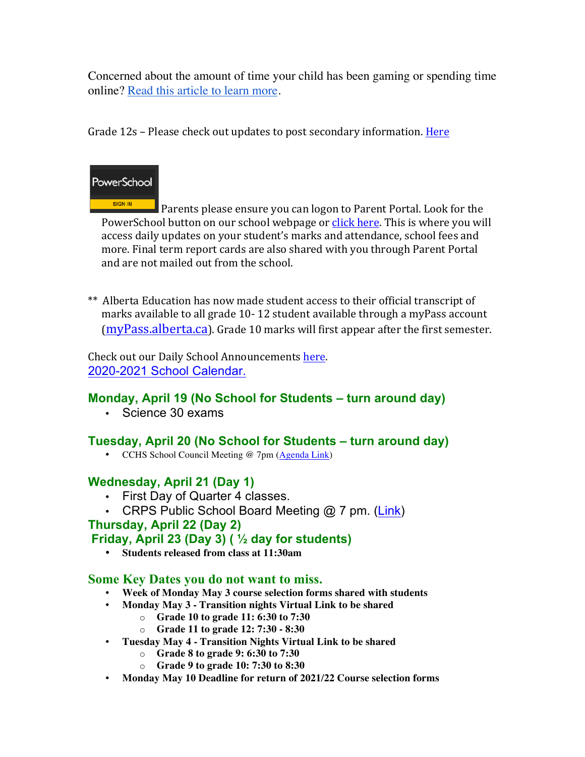Concerned about the amount of time your child has been gaming or spending time online? Read this article to learn more.

Grade 12s – Please check out updates to post secondary information. Here

PowerSchool SIGN IN Parents please ensure you can logon to Parent Portal. Look for the PowerSchool button on our school webpage or click here. This is where you will access daily updates on your student's marks and attendance, school fees and more. Final term report cards are also shared with you through Parent Portal and are not mailed out from the school.

** Alberta Education has now made student access to their official transcript of marks available to all grade 10- 12 student available through a myPass account (myPass.alberta.ca). Grade 10 marks will first appear after the first semester.

Check out our Daily School Announcements here.
2020-2021 School Calendar.

### Monday, April 19 (No School for Students – turn around day)

- Science 30 exams

### Tuesday, April 20 (No School for Students – turn around day)

- CCHS School Council Meeting @ 7pm (Agenda Link)

### Wednesday, April 21 (Day 1)

- First Day of Quarter 4 classes.
- CRPS Public School Board Meeting @ 7 pm. (Link)

### Thursday, April 22 (Day 2)

### Friday, April 23 (Day 3) ( ½ day for students)

- **Students released from class at 11:30am**

### Some Key Dates you do not want to miss.

- **Week of Monday May 3 course selection forms shared with students**
- **Monday May 3 - Transition nights Virtual Link to be shared**
  - **Grade 10 to grade 11: 6:30 to 7:30**
  - **Grade 11 to grade 12: 7:30 - 8:30**
- **Tuesday May 4 - Transition Nights Virtual Link to be shared**
  - **Grade 8 to grade 9: 6:30 to 7:30**
  - **Grade 9 to grade 10: 7:30 to 8:30**
- **Monday May 10 Deadline for return of 2021/22 Course selection forms**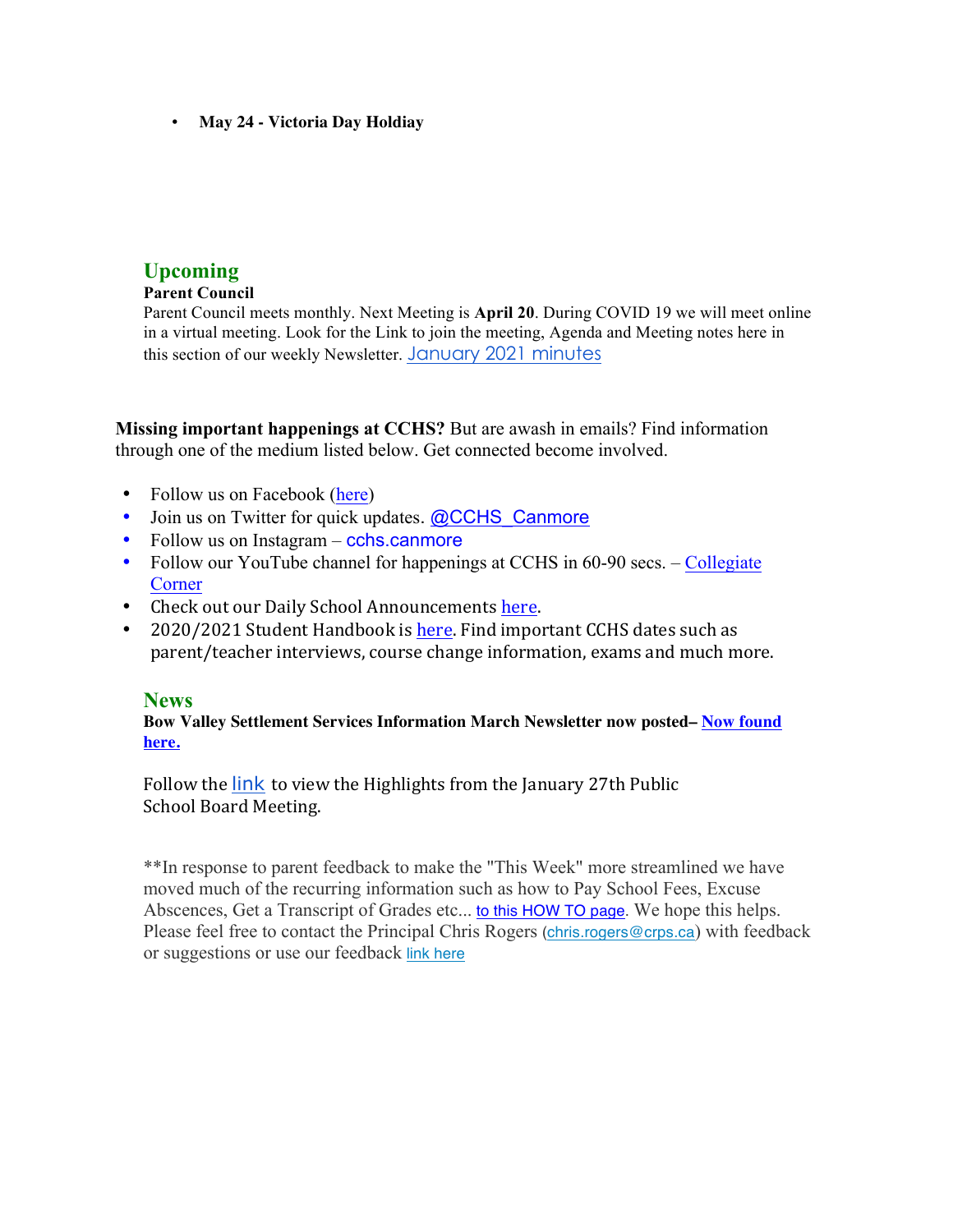- **May 24 - Victoria Day Holdiay**

## Upcoming

**Parent Council**

Parent Council meets monthly. Next Meeting is **April 20**. During COVID 19 we will meet online in a virtual meeting. Look for the Link to join the meeting, Agenda and Meeting notes here in this section of our weekly Newsletter. January 2021 minutes

**Missing important happenings at CCHS?** But are awash in emails? Find information through one of the medium listed below. Get connected become involved.

- Follow us on Facebook (here)
- Join us on Twitter for quick updates. @CCHS_Canmore
- Follow us on Instagram – cchs.canmore
- Follow our YouTube channel for happenings at CCHS in 60-90 secs. – Collegiate Corner
- Check out our Daily School Announcements here.
- 2020/2021 Student Handbook is here. Find important CCHS dates such as parent/teacher interviews, course change information, exams and much more.

## News

**Bow Valley Settlement Services Information March Newsletter now posted– Now found here.**

Follow the link to view the Highlights from the January 27th Public School Board Meeting.

**In response to parent feedback to make the "This Week" more streamlined we have moved much of the recurring information such as how to Pay School Fees, Excuse Abscences, Get a Transcript of Grades etc... to this HOW TO page. We hope this helps. Please feel free to contact the Principal Chris Rogers (chris.rogers@crps.ca) with feedback or suggestions or use our feedback link here